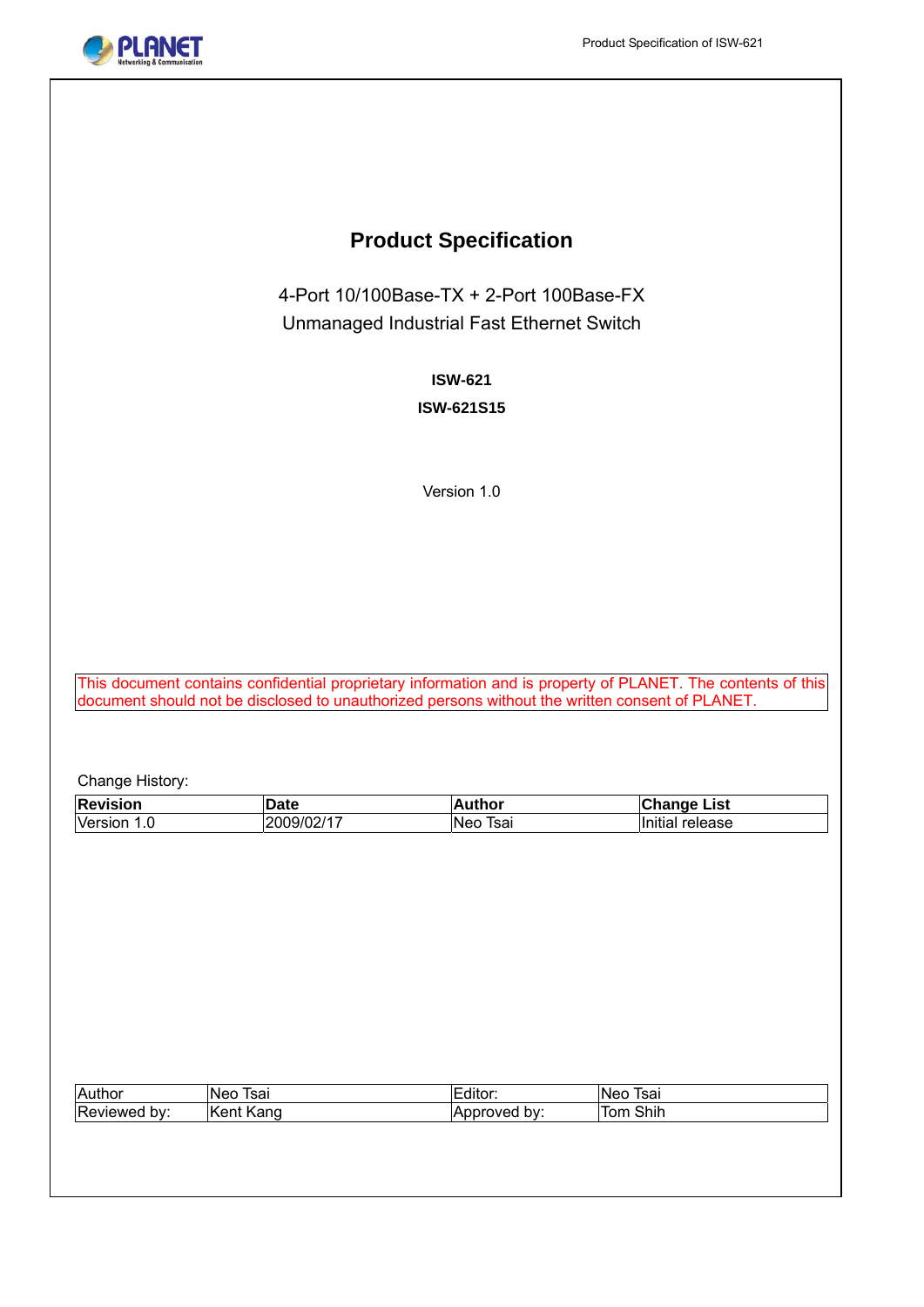# Product Specification

4-Port 10/100Base-TX + 2-Port 100Base-FX
Unmanaged Industrial Fast Ethernet Switch

**ISW-621**

**ISW-621S15**

Version 1.0

This document contains confidential proprietary information and is property of PLANET. The contents of this document should not be disclosed to unauthorized persons without the written consent of PLANET.

Change History:

| Revision | Date | Author | Change List |
| --- | --- | --- | --- |
| Version 1.0 | 2009/02/17 | Neo Tsai | Initial release |

| Author | Neo Tsai | Editor: | Neo Tsai |
| --- | --- | --- | --- |
| Reviewed by: | Kent Kang | Approved by: | Tom Shih |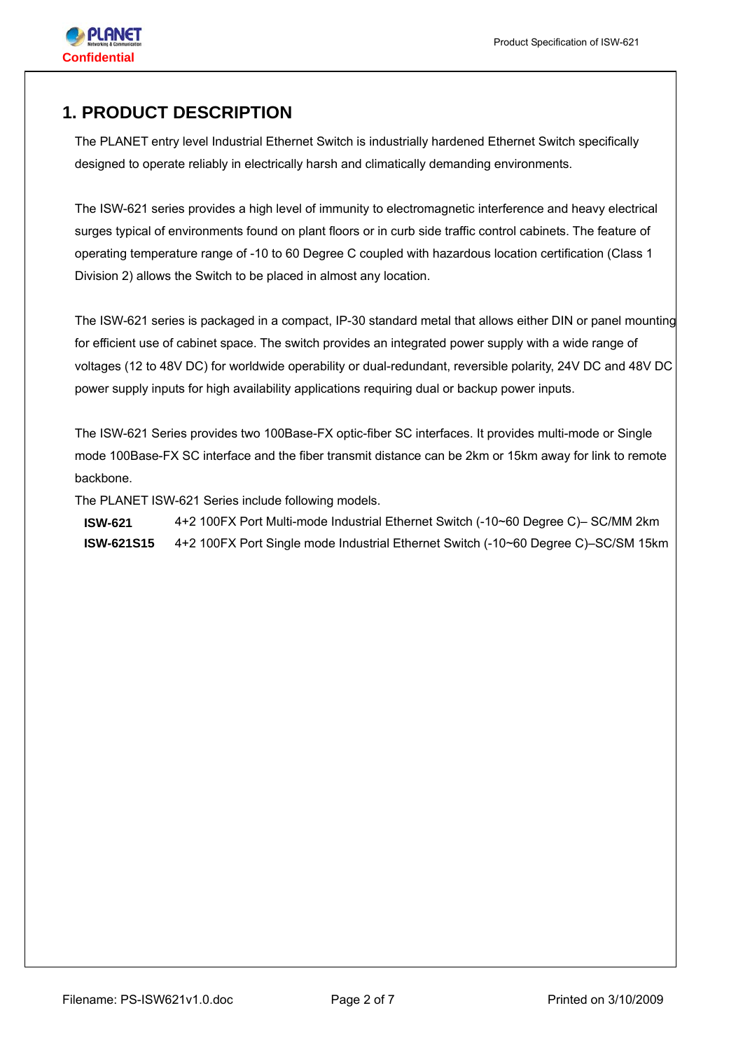# 1. PRODUCT DESCRIPTION

The PLANET entry level Industrial Ethernet Switch is industrially hardened Ethernet Switch specifically designed to operate reliably in electrically harsh and climatically demanding environments.

The ISW-621 series provides a high level of immunity to electromagnetic interference and heavy electrical surges typical of environments found on plant floors or in curb side traffic control cabinets. The feature of operating temperature range of -10 to 60 Degree C coupled with hazardous location certification (Class 1 Division 2) allows the Switch to be placed in almost any location.

The ISW-621 series is packaged in a compact, IP-30 standard metal that allows either DIN or panel mounting for efficient use of cabinet space. The switch provides an integrated power supply with a wide range of voltages (12 to 48V DC) for worldwide operability or dual-redundant, reversible polarity, 24V DC and 48V DC power supply inputs for high availability applications requiring dual or backup power inputs.

The ISW-621 Series provides two 100Base-FX optic-fiber SC interfaces. It provides multi-mode or Single mode 100Base-FX SC interface and the fiber transmit distance can be 2km or 15km away for link to remote backbone.

The PLANET ISW-621 Series include following models.

| | |
|---|---|
| **ISW-621** | 4+2 100FX Port Multi-mode Industrial Ethernet Switch (-10~60 Degree C)– SC/MM 2km |
| **ISW-621S15** | 4+2 100FX Port Single mode Industrial Ethernet Switch (-10~60 Degree C)–SC/SM 15km |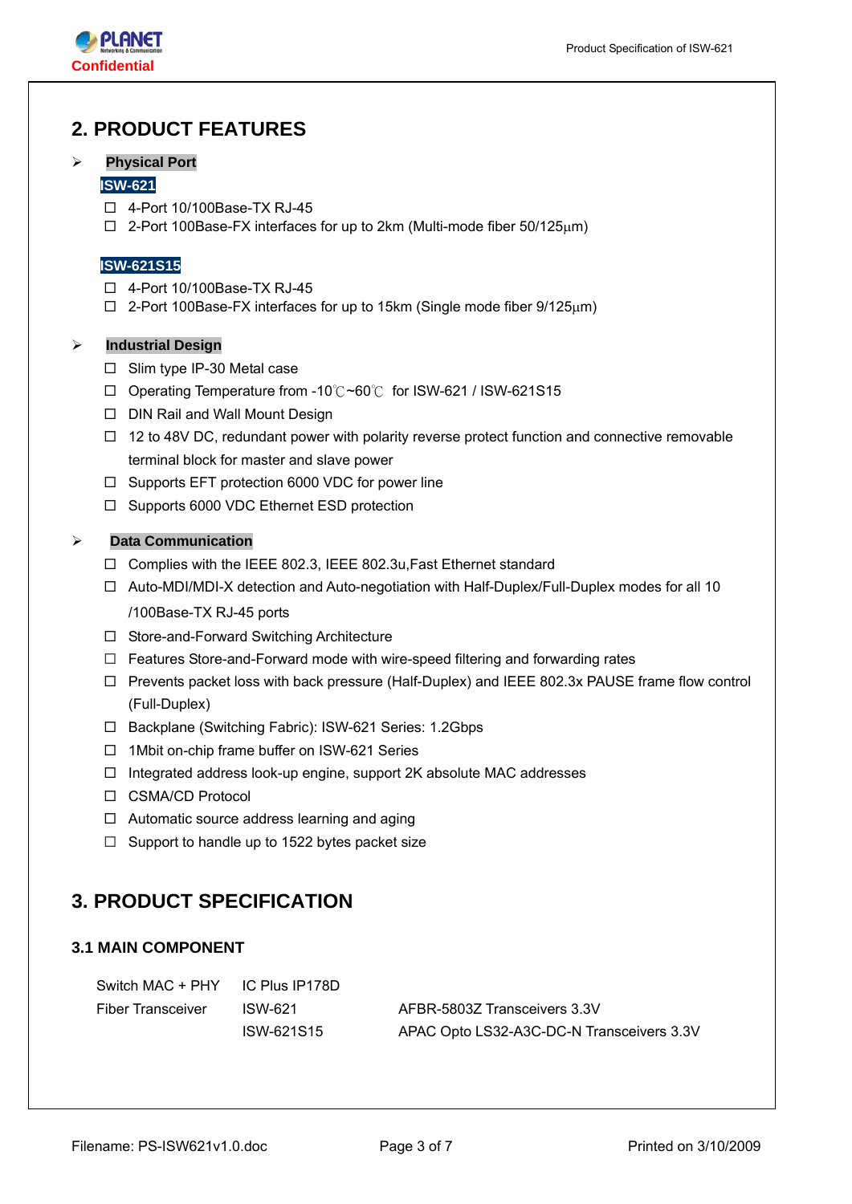## 2. PRODUCT FEATURES

- **Physical Port**

  **ISW-621**

  - 4-Port 10/100Base-TX RJ-45
  - 2-Port 100Base-FX interfaces for up to 2km (Multi-mode fiber 50/125μm)

  **ISW-621S15**

  - 4-Port 10/100Base-TX RJ-45
  - 2-Port 100Base-FX interfaces for up to 15km (Single mode fiber 9/125μm)

- **Industrial Design**
  - Slim type IP-30 Metal case
  - Operating Temperature from -10℃~60℃ for ISW-621 / ISW-621S15
  - DIN Rail and Wall Mount Design
  - 12 to 48V DC, redundant power with polarity reverse protect function and connective removable terminal block for master and slave power
  - Supports EFT protection 6000 VDC for power line
  - Supports 6000 VDC Ethernet ESD protection

- **Data Communication**
  - Complies with the IEEE 802.3, IEEE 802.3u,Fast Ethernet standard
  - Auto-MDI/MDI-X detection and Auto-negotiation with Half-Duplex/Full-Duplex modes for all 10 /100Base-TX RJ-45 ports
  - Store-and-Forward Switching Architecture
  - Features Store-and-Forward mode with wire-speed filtering and forwarding rates
  - Prevents packet loss with back pressure (Half-Duplex) and IEEE 802.3x PAUSE frame flow control (Full-Duplex)
  - Backplane (Switching Fabric): ISW-621 Series: 1.2Gbps
  - 1Mbit on-chip frame buffer on ISW-621 Series
  - Integrated address look-up engine, support 2K absolute MAC addresses
  - CSMA/CD Protocol
  - Automatic source address learning and aging
  - Support to handle up to 1522 bytes packet size

## 3. PRODUCT SPECIFICATION

### 3.1 MAIN COMPONENT

| | | |
|---|---|---|
| Switch MAC + PHY | IC Plus IP178D | |
| Fiber Transceiver | ISW-621 | AFBR-5803Z Transceivers 3.3V |
| | ISW-621S15 | APAC Opto LS32-A3C-DC-N Transceivers 3.3V |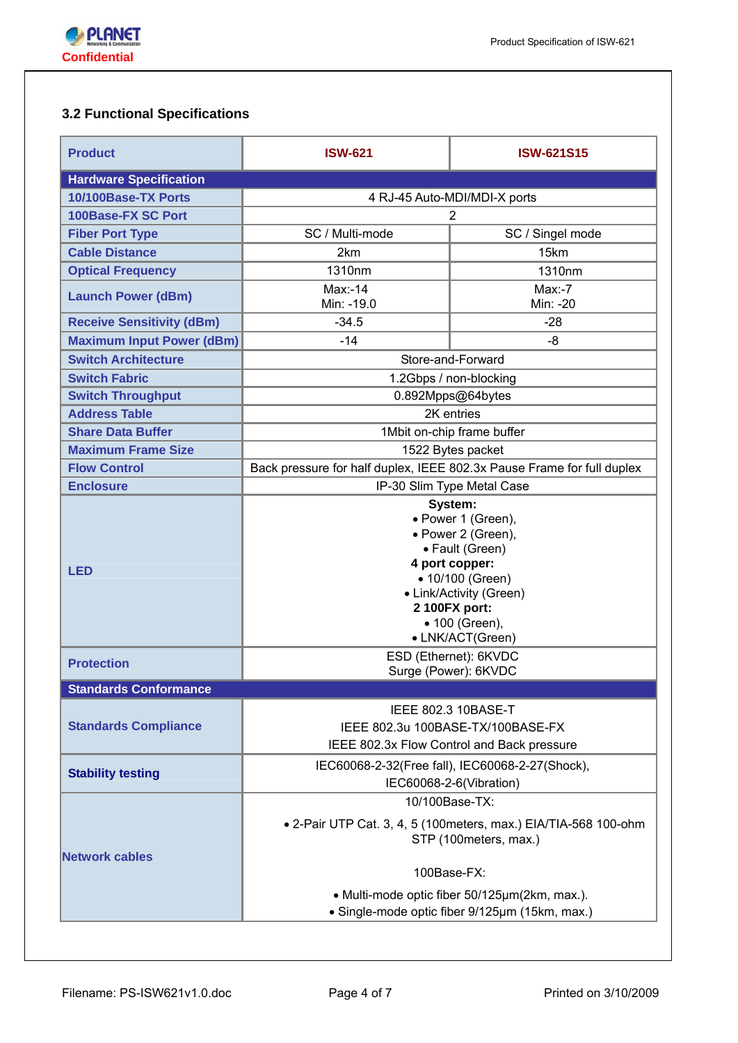### 3.2 Functional Specifications

| Product | ISW-621 | ISW-621S15 |
|---|---|---|
| **Hardware Specification** | | |
| 10/100Base-TX Ports | 4 RJ-45 Auto-MDI/MDI-X ports | |
| 100Base-FX SC Port | 2 | |
| Fiber Port Type | SC / Multi-mode | SC / Singel mode |
| Cable Distance | 2km | 15km |
| Optical Frequency | 1310nm | 1310nm |
| Launch Power (dBm) | Max:-14<br>Min: -19.0 | Max:-7<br>Min: -20 |
| Receive Sensitivity (dBm) | -34.5 | -28 |
| Maximum Input Power (dBm) | -14 | -8 |
| Switch Architecture | Store-and-Forward | |
| Switch Fabric | 1.2Gbps / non-blocking | |
| Switch Throughput | 0.892Mpps@64bytes | |
| Address Table | 2K entries | |
| Share Data Buffer | 1Mbit on-chip frame buffer | |
| Maximum Frame Size | 1522 Bytes packet | |
| Flow Control | Back pressure for half duplex, IEEE 802.3x Pause Frame for full duplex | |
| Enclosure | IP-30 Slim Type Metal Case | |
| LED | **System:**<br>• Power 1 (Green),<br>• Power 2 (Green),<br>• Fault (Green)<br>**4 port copper:**<br>• 10/100 (Green)<br>• Link/Activity (Green)<br>**2 100FX port:**<br>• 100 (Green),<br>• LNK/ACT(Green) | |
| Protection | ESD (Ethernet): 6KVDC<br>Surge (Power): 6KVDC | |
| **Standards Conformance** | | |
| Standards Compliance | IEEE 802.3 10BASE-T<br>IEEE 802.3u 100BASE-TX/100BASE-FX<br>IEEE 802.3x Flow Control and Back pressure | |
| Stability testing | IEC60068-2-32(Free fall), IEC60068-2-27(Shock), IEC60068-2-6(Vibration) | |
| Network cables | 10/100Base-TX:<br>• 2-Pair UTP Cat. 3, 4, 5 (100meters, max.) EIA/TIA-568 100-ohm STP (100meters, max.)<br>100Base-FX:<br>• Multi-mode optic fiber 50/125μm(2km, max.).<br>• Single-mode optic fiber 9/125μm (15km, max.) | |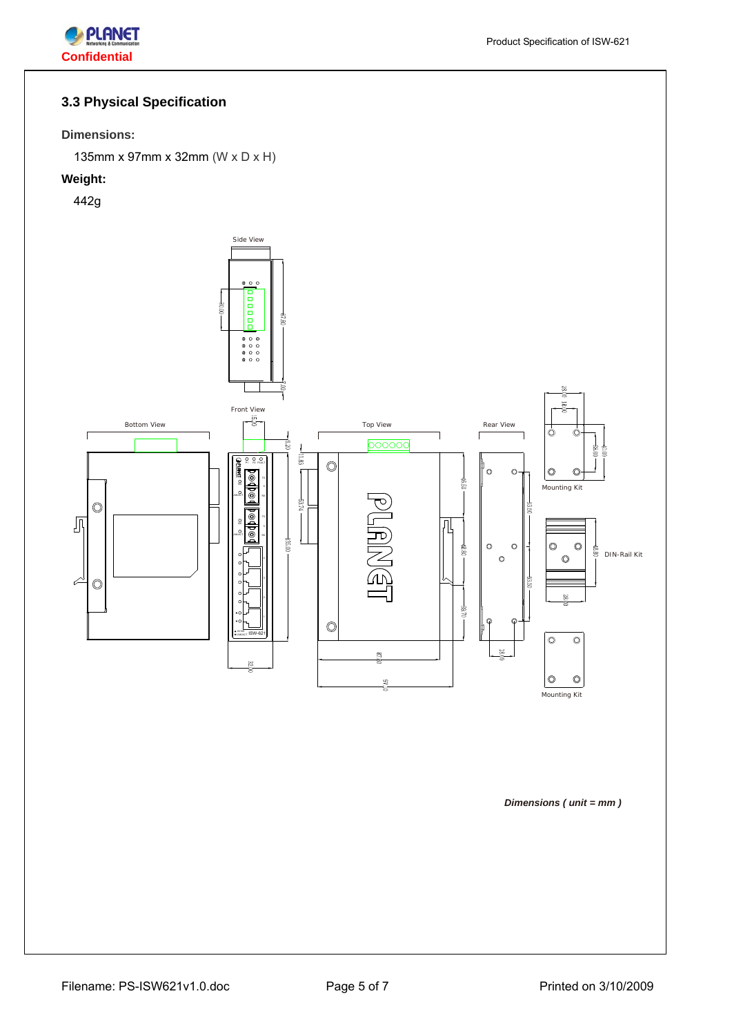## 3.3 Physical Specification

**Dimensions:**

135mm x 97mm x 32mm (W x D x H)

**Weight:**

442g

*Dimensions ( unit = mm )*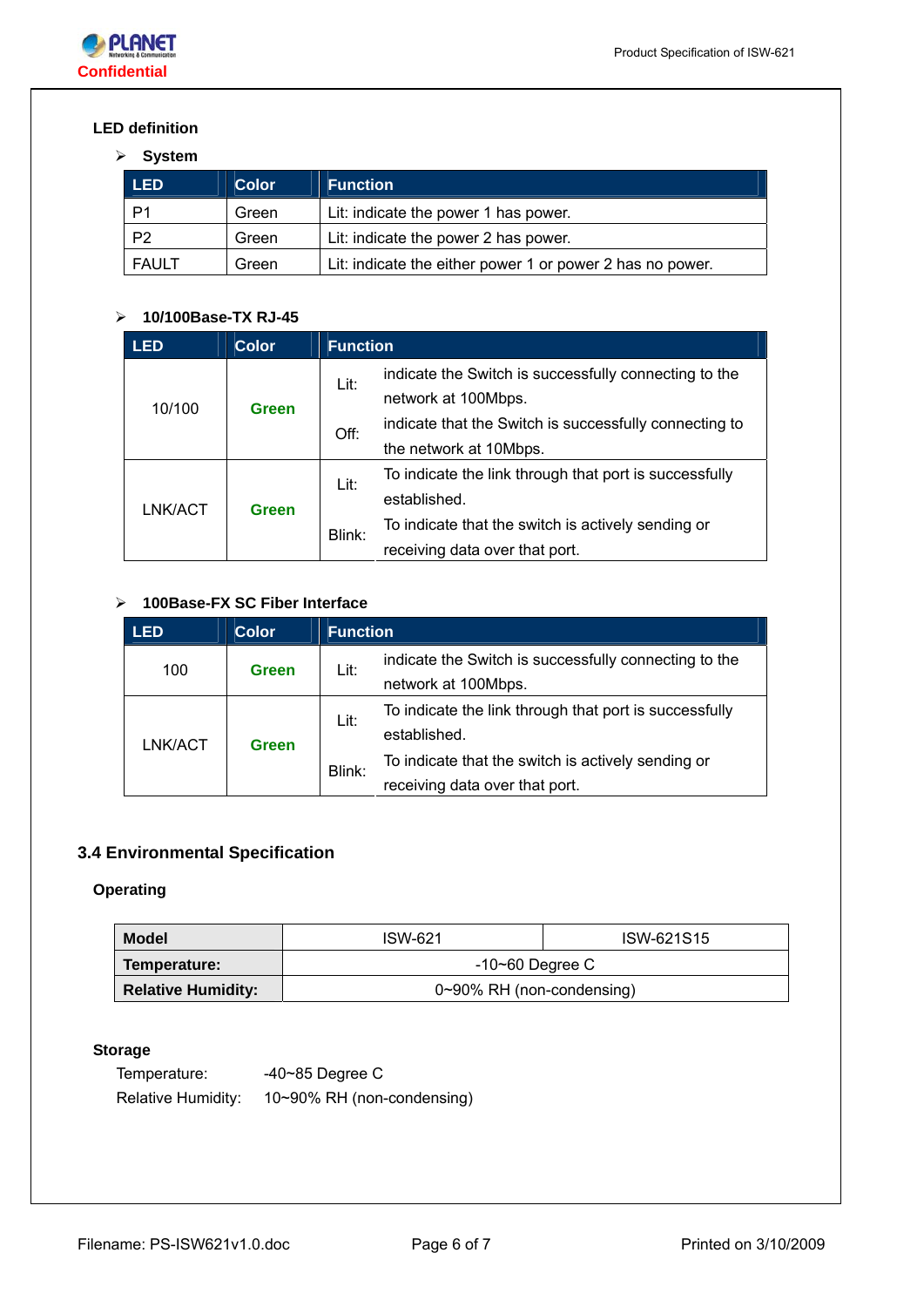**LED definition**

- **System**

| LED | Color | Function |
|---|---|---|
| P1 | Green | Lit: indicate the power 1 has power. |
| P2 | Green | Lit: indicate the power 2 has power. |
| FAULT | Green | Lit: indicate the either power 1 or power 2 has no power. |

- **10/100Base-TX RJ-45**

| LED | Color | Function | |
|---|---|---|---|
| 10/100 | Green | Lit: | indicate the Switch is successfully connecting to the network at 100Mbps. |
| | | Off: | indicate that the Switch is successfully connecting to the network at 10Mbps. |
| LNK/ACT | Green | Lit: | To indicate the link through that port is successfully established. |
| | | Blink: | To indicate that the switch is actively sending or receiving data over that port. |

- **100Base-FX SC Fiber Interface**

| LED | Color | Function | |
|---|---|---|---|
| 100 | Green | Lit: | indicate the Switch is successfully connecting to the network at 100Mbps. |
| LNK/ACT | Green | Lit: | To indicate the link through that port is successfully established. |
| | | Blink: | To indicate that the switch is actively sending or receiving data over that port. |

## 3.4 Environmental Specification

**Operating**

| Model | ISW-621 | ISW-621S15 |
|---|---|---|
| **Temperature:** | -10~60 Degree C | |
| **Relative Humidity:** | 0~90% RH (non-condensing) | |

**Storage**

Temperature: -40~85 Degree C

Relative Humidity: 10~90% RH (non-condensing)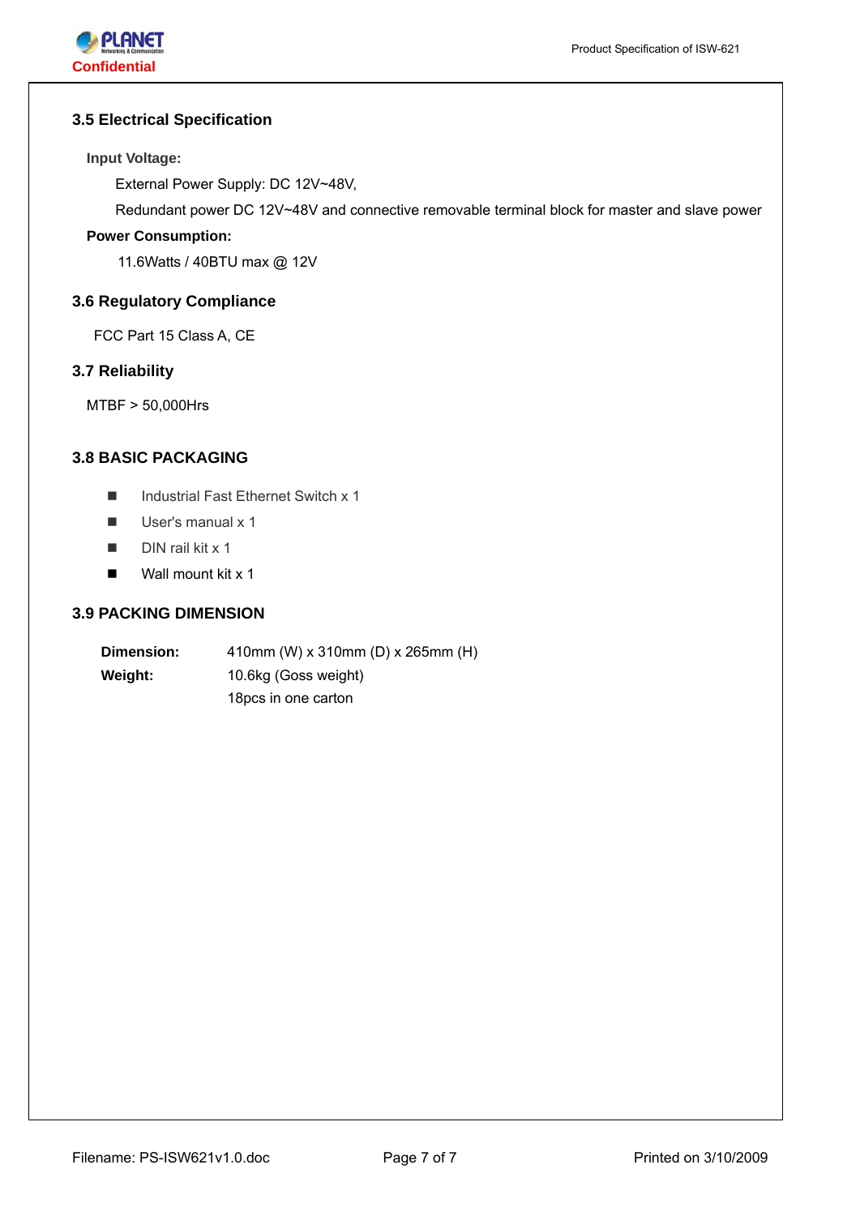### 3.5 Electrical Specification

**Input Voltage:**

External Power Supply: DC 12V~48V,

Redundant power DC 12V~48V and connective removable terminal block for master and slave power

**Power Consumption:**

11.6Watts / 40BTU max @ 12V

### 3.6 Regulatory Compliance

FCC Part 15 Class A, CE

### 3.7 Reliability

MTBF > 50,000Hrs

### 3.8 BASIC PACKAGING

- Industrial Fast Ethernet Switch x 1
- User's manual x 1
- DIN rail kit x 1
- Wall mount kit x 1

### 3.9 PACKING DIMENSION

| | |
|---|---|
| **Dimension:** | 410mm (W) x 310mm (D) x 265mm (H) |
| **Weight:** | 10.6kg (Goss weight) |
| | 18pcs in one carton |